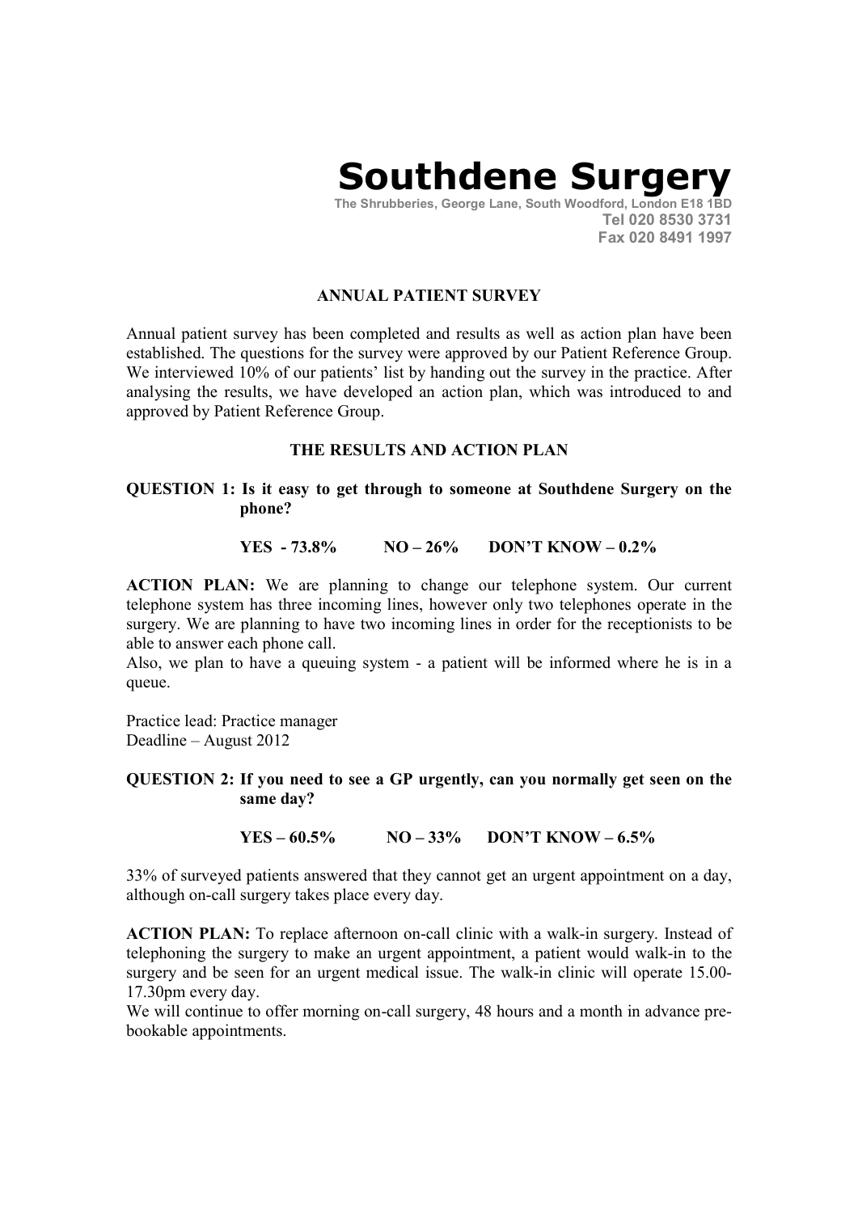# Southdene Surgery

The Shrubberies, George Lane, South Woodford, London E18 1BD
Tel 020 8530 3731
Fax 020 8491 1997

## ANNUAL PATIENT SURVEY

Annual patient survey has been completed and results as well as action plan have been established. The questions for the survey were approved by our Patient Reference Group. We interviewed 10% of our patients' list by handing out the survey in the practice. After analysing the results, we have developed an action plan, which was introduced to and approved by Patient Reference Group.

## THE RESULTS AND ACTION PLAN

**QUESTION 1: Is it easy to get through to someone at Southdene Surgery on the phone?**

**YES - 73.8% NO – 26% DON'T KNOW – 0.2%**

**ACTION PLAN:** We are planning to change our telephone system. Our current telephone system has three incoming lines, however only two telephones operate in the surgery. We are planning to have two incoming lines in order for the receptionists to be able to answer each phone call.
Also, we plan to have a queuing system - a patient will be informed where he is in a queue.

Practice lead: Practice manager
Deadline – August 2012

**QUESTION 2: If you need to see a GP urgently, can you normally get seen on the same day?**

**YES – 60.5% NO – 33% DON'T KNOW – 6.5%**

33% of surveyed patients answered that they cannot get an urgent appointment on a day, although on-call surgery takes place every day.

**ACTION PLAN:** To replace afternoon on-call clinic with a walk-in surgery. Instead of telephoning the surgery to make an urgent appointment, a patient would walk-in to the surgery and be seen for an urgent medical issue. The walk-in clinic will operate 15.00-17.30pm every day.
We will continue to offer morning on-call surgery, 48 hours and a month in advance pre-bookable appointments.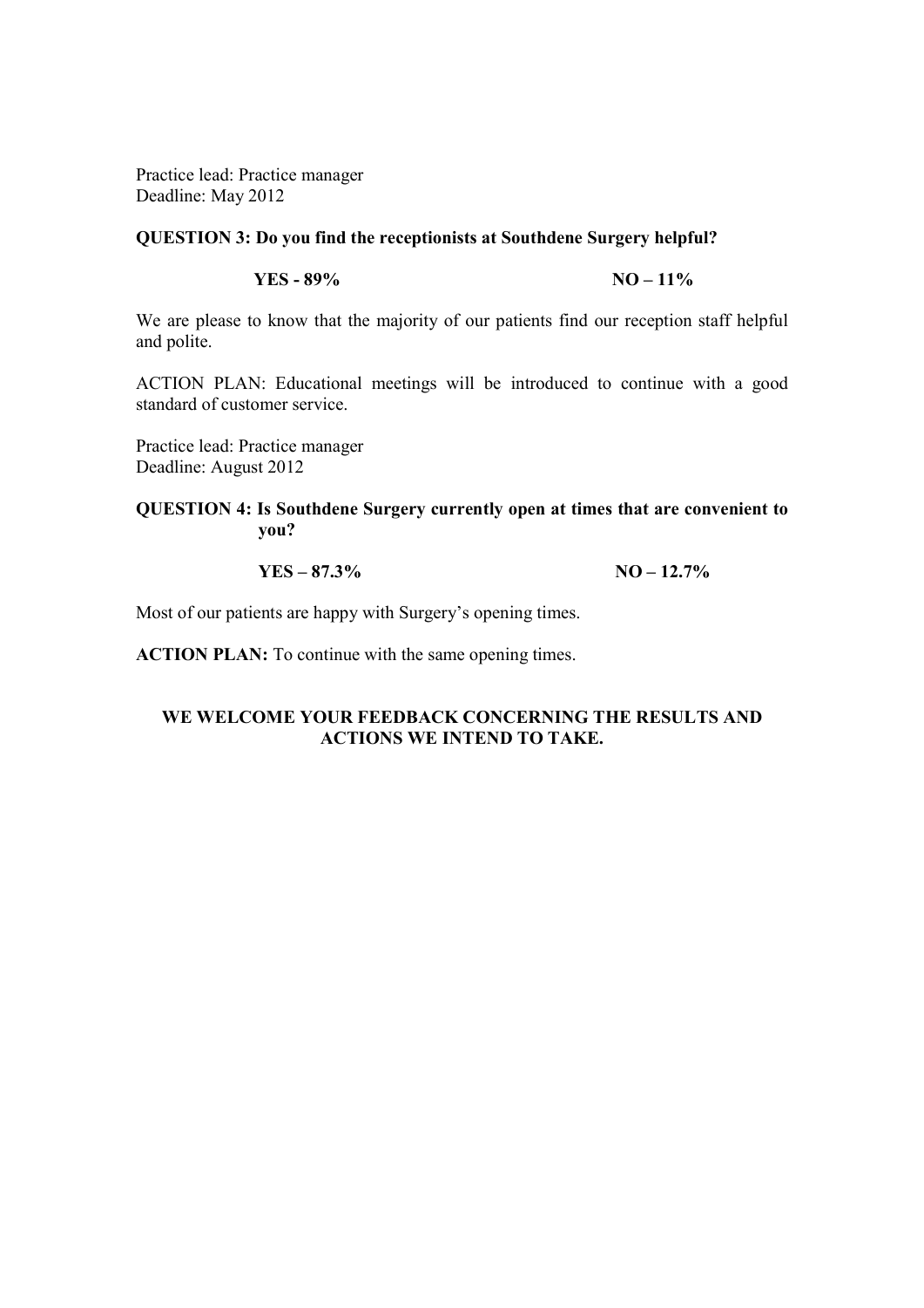Practice lead: Practice manager
Deadline: May 2012

**QUESTION 3: Do you find the receptionists at Southdene Surgery helpful?**

**YES - 89%** **NO – 11%**

We are please to know that the majority of our patients find our reception staff helpful and polite.

ACTION PLAN: Educational meetings will be introduced to continue with a good standard of customer service.

Practice lead: Practice manager
Deadline: August 2012

**QUESTION 4: Is Southdene Surgery currently open at times that are convenient to you?**

**YES – 87.3%** **NO – 12.7%**

Most of our patients are happy with Surgery's opening times.

**ACTION PLAN:** To continue with the same opening times.

**WE WELCOME YOUR FEEDBACK CONCERNING THE RESULTS AND ACTIONS WE INTEND TO TAKE.**